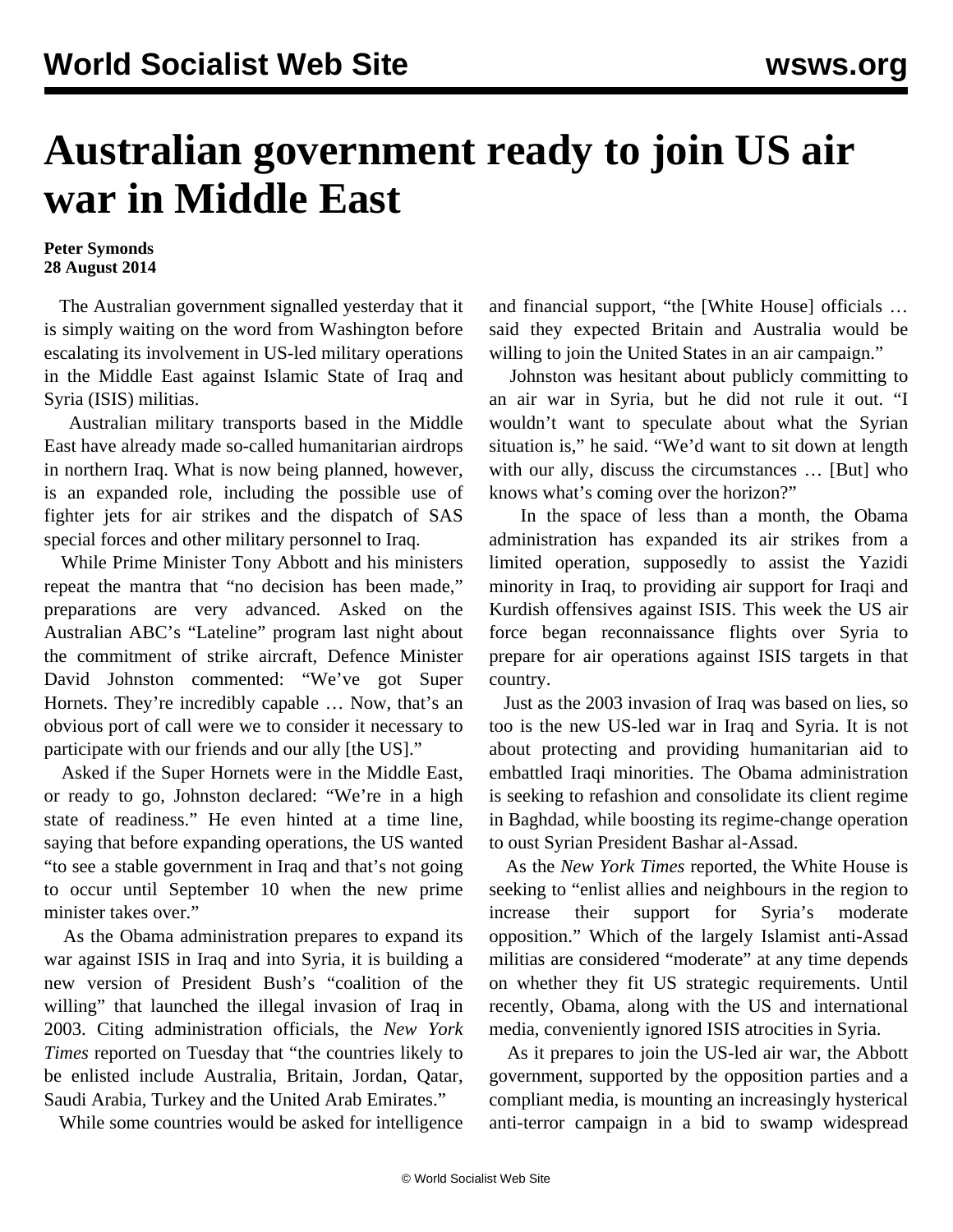# Australian government ready to join US air war in Middle East

**Peter Symonds**
**28 August 2014**

The Australian government signalled yesterday that it is simply waiting on the word from Washington before escalating its involvement in US-led military operations in the Middle East against Islamic State of Iraq and Syria (ISIS) militias.

Australian military transports based in the Middle East have already made so-called humanitarian airdrops in northern Iraq. What is now being planned, however, is an expanded role, including the possible use of fighter jets for air strikes and the dispatch of SAS special forces and other military personnel to Iraq.

While Prime Minister Tony Abbott and his ministers repeat the mantra that "no decision has been made," preparations are very advanced. Asked on the Australian ABC's "Lateline" program last night about the commitment of strike aircraft, Defence Minister David Johnston commented: "We've got Super Hornets. They're incredibly capable … Now, that's an obvious port of call were we to consider it necessary to participate with our friends and our ally [the US]."

Asked if the Super Hornets were in the Middle East, or ready to go, Johnston declared: "We're in a high state of readiness." He even hinted at a time line, saying that before expanding operations, the US wanted "to see a stable government in Iraq and that's not going to occur until September 10 when the new prime minister takes over."

As the Obama administration prepares to expand its war against ISIS in Iraq and into Syria, it is building a new version of President Bush's "coalition of the willing" that launched the illegal invasion of Iraq in 2003. Citing administration officials, the *New York Times* reported on Tuesday that "the countries likely to be enlisted include Australia, Britain, Jordan, Qatar, Saudi Arabia, Turkey and the United Arab Emirates."

While some countries would be asked for intelligence and financial support, "the [White House] officials … said they expected Britain and Australia would be willing to join the United States in an air campaign."

Johnston was hesitant about publicly committing to an air war in Syria, but he did not rule it out. "I wouldn't want to speculate about what the Syrian situation is," he said. "We'd want to sit down at length with our ally, discuss the circumstances … [But] who knows what's coming over the horizon?"

In the space of less than a month, the Obama administration has expanded its air strikes from a limited operation, supposedly to assist the Yazidi minority in Iraq, to providing air support for Iraqi and Kurdish offensives against ISIS. This week the US air force began reconnaissance flights over Syria to prepare for air operations against ISIS targets in that country.

Just as the 2003 invasion of Iraq was based on lies, so too is the new US-led war in Iraq and Syria. It is not about protecting and providing humanitarian aid to embattled Iraqi minorities. The Obama administration is seeking to refashion and consolidate its client regime in Baghdad, while boosting its regime-change operation to oust Syrian President Bashar al-Assad.

As the *New York Times* reported, the White House is seeking to "enlist allies and neighbours in the region to increase their support for Syria's moderate opposition." Which of the largely Islamist anti-Assad militias are considered "moderate" at any time depends on whether they fit US strategic requirements. Until recently, Obama, along with the US and international media, conveniently ignored ISIS atrocities in Syria.

As it prepares to join the US-led air war, the Abbott government, supported by the opposition parties and a compliant media, is mounting an increasingly hysterical anti-terror campaign in a bid to swamp widespread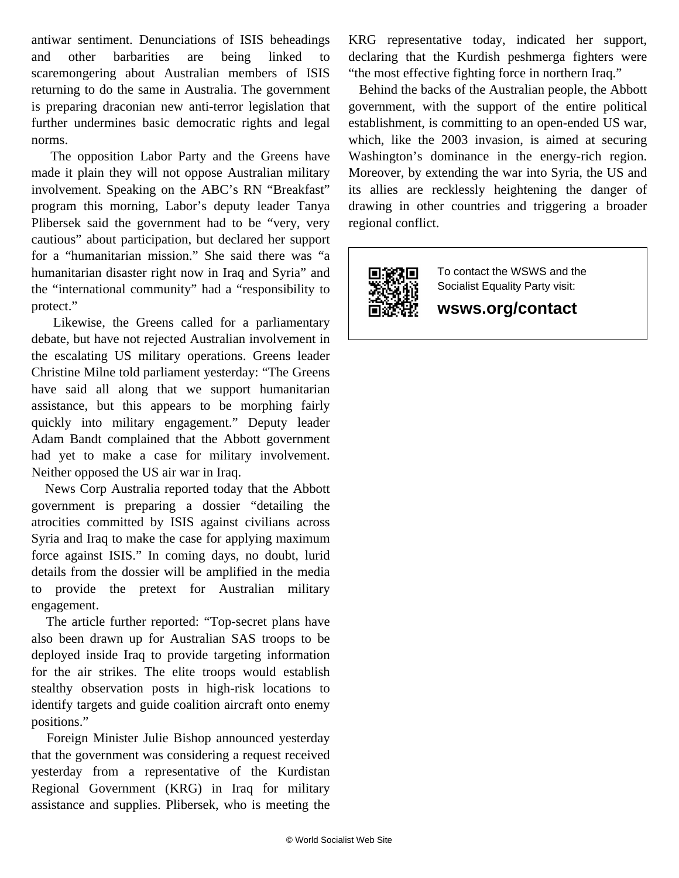antiwar sentiment. Denunciations of ISIS beheadings and other barbarities are being linked to scaremongering about Australian members of ISIS returning to do the same in Australia. The government is preparing draconian new anti-terror legislation that further undermines basic democratic rights and legal norms.

The opposition Labor Party and the Greens have made it plain they will not oppose Australian military involvement. Speaking on the ABC's RN "Breakfast" program this morning, Labor's deputy leader Tanya Plibersek said the government had to be "very, very cautious" about participation, but declared her support for a "humanitarian mission." She said there was "a humanitarian disaster right now in Iraq and Syria" and the "international community" had a "responsibility to protect."

Likewise, the Greens called for a parliamentary debate, but have not rejected Australian involvement in the escalating US military operations. Greens leader Christine Milne told parliament yesterday: "The Greens have said all along that we support humanitarian assistance, but this appears to be morphing fairly quickly into military engagement." Deputy leader Adam Bandt complained that the Abbott government had yet to make a case for military involvement. Neither opposed the US air war in Iraq.

News Corp Australia reported today that the Abbott government is preparing a dossier "detailing the atrocities committed by ISIS against civilians across Syria and Iraq to make the case for applying maximum force against ISIS." In coming days, no doubt, lurid details from the dossier will be amplified in the media to provide the pretext for Australian military engagement.

The article further reported: "Top-secret plans have also been drawn up for Australian SAS troops to be deployed inside Iraq to provide targeting information for the air strikes. The elite troops would establish stealthy observation posts in high-risk locations to identify targets and guide coalition aircraft onto enemy positions."

Foreign Minister Julie Bishop announced yesterday that the government was considering a request received yesterday from a representative of the Kurdistan Regional Government (KRG) in Iraq for military assistance and supplies. Plibersek, who is meeting the KRG representative today, indicated her support, declaring that the Kurdish peshmerga fighters were "the most effective fighting force in northern Iraq."

Behind the backs of the Australian people, the Abbott government, with the support of the entire political establishment, is committing to an open-ended US war, which, like the 2003 invasion, is aimed at securing Washington's dominance in the energy-rich region. Moreover, by extending the war into Syria, the US and its allies are recklessly heightening the danger of drawing in other countries and triggering a broader regional conflict.

To contact the WSWS and the Socialist Equality Party visit:

**wsws.org/contact**